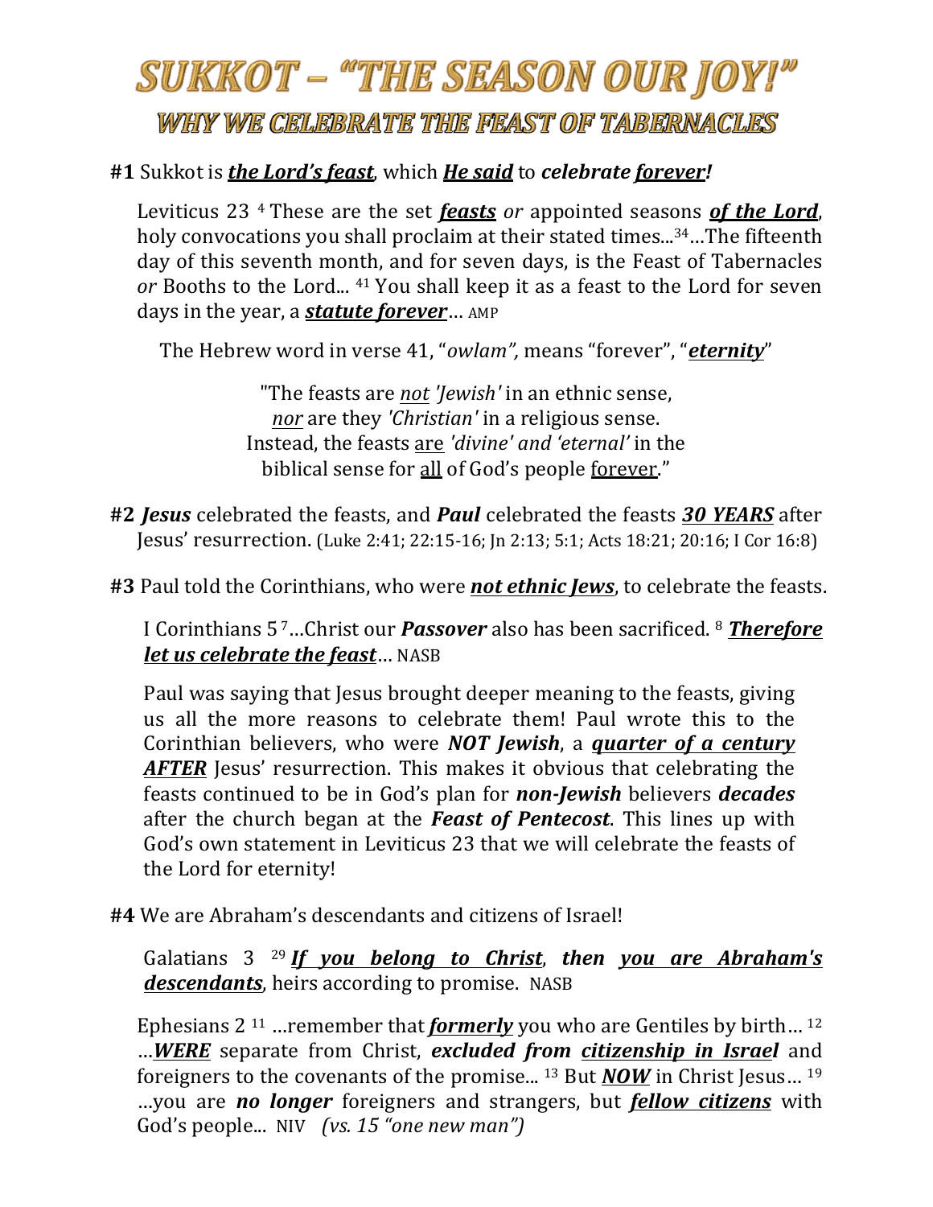# SUKKOT – "THE SEASON OUR JOY!"

## WHY WE CELEBRATE THE FEAST OF TABERNACLES

**#1** Sukkot is ***the Lord's feast***, which ***He said*** to ***celebrate forever!***

> Leviticus 23 [4] These are the set ***feasts*** *or* appointed seasons ***of the Lord***, holy convocations you shall proclaim at their stated times...[34]…The fifteenth day of this seventh month, and for seven days, is the Feast of Tabernacles *or* Booths to the Lord... [41] You shall keep it as a feast to the Lord for seven days in the year, a ***statute forever***… AMP

The Hebrew word in verse 41, "*owlam",* means "forever", "***eternity***"

"The feasts are *not 'Jewish'* in an ethnic sense,
*nor* are they *'Christian'* in a religious sense.
Instead, the feasts are *'divine' and 'eternal'* in the
biblical sense for all of God's people forever."

**#2** ***Jesus*** celebrated the feasts, and ***Paul*** celebrated the feasts ***30 YEARS*** after Jesus' resurrection. (Luke 2:41; 22:15-16; Jn 2:13; 5:1; Acts 18:21; 20:16; I Cor 16:8)

**#3** Paul told the Corinthians, who were ***not ethnic Jews***, to celebrate the feasts.

> I Corinthians 5 [7]…Christ our ***Passover*** also has been sacrificed. [8] ***Therefore let us celebrate the feast***… NASB

Paul was saying that Jesus brought deeper meaning to the feasts, giving us all the more reasons to celebrate them! Paul wrote this to the Corinthian believers, who were ***NOT Jewish***, a ***quarter of a century AFTER*** Jesus' resurrection. This makes it obvious that celebrating the feasts continued to be in God's plan for ***non-Jewish*** believers ***decades*** after the church began at the ***Feast of Pentecost***. This lines up with God's own statement in Leviticus 23 that we will celebrate the feasts of the Lord for eternity!

**#4** We are Abraham's descendants and citizens of Israel!

> Galatians 3 [29] ***If you belong to Christ, then you are Abraham's descendants***, heirs according to promise. NASB

> Ephesians 2 [11] …remember that ***formerly*** you who are Gentiles by birth… [12] …***WERE*** separate from Christ, ***excluded from citizenship in Israel*** and foreigners to the covenants of the promise... [13] But ***NOW*** in Christ Jesus… [19] …you are ***no longer*** foreigners and strangers, but ***fellow citizens*** with God's people... NIV *(vs. 15 "one new man")*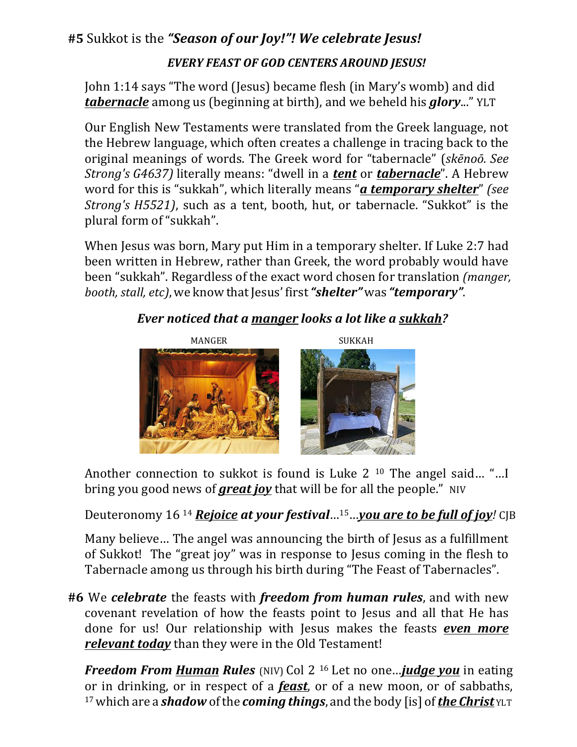**#5** Sukkot is the ***"Season of our Joy!"! We celebrate Jesus!***

***EVERY FEAST OF GOD CENTERS AROUND JESUS!***

John 1:14 says "The word (Jesus) became flesh (in Mary's womb) and did ***tabernacle*** among us (beginning at birth), and we beheld his ***glory***..." YLT

Our English New Testaments were translated from the Greek language, not the Hebrew language, which often creates a challenge in tracing back to the original meanings of words. The Greek word for "tabernacle" (*skēnoō. See Strong's G4637)* literally means: "dwell in a ***tent*** or ***tabernacle***". A Hebrew word for this is "sukkah", which literally means "***a temporary shelter***" *(see Strong's H5521)*, such as a tent, booth, hut, or tabernacle. "Sukkot" is the plural form of "sukkah".

When Jesus was born, Mary put Him in a temporary shelter. If Luke 2:7 had been written in Hebrew, rather than Greek, the word probably would have been "sukkah". Regardless of the exact word chosen for translation *(manger, booth, stall, etc)*, we know that Jesus' first ***"shelter"*** was ***"temporary"***.

***Ever noticed that a manger looks a lot like a sukkah?***

MANGER SUKKAH

Another connection to sukkot is found is Luke 2 [10] The angel said... "...I bring you good news of ***great joy*** that will be for all the people." NIV

Deuteronomy 16 [14] ***Rejoice at your festival***...[15]...***you are to be full of joy!*** CJB

Many believe... The angel was announcing the birth of Jesus as a fulfillment of Sukkot! The "great joy" was in response to Jesus coming in the flesh to Tabernacle among us through his birth during "The Feast of Tabernacles".

**#6** We ***celebrate*** the feasts with ***freedom from human rules***, and with new covenant revelation of how the feasts point to Jesus and all that He has done for us! Our relationship with Jesus makes the feasts ***even more relevant today*** than they were in the Old Testament!

***Freedom From Human Rules*** (NIV) Col 2 [16] Let no one...***judge you*** in eating or in drinking, or in respect of a ***feast***, or of a new moon, or of sabbaths, [17] which are a ***shadow*** of the ***coming things***, and the body [is] of ***the Christ*** YLT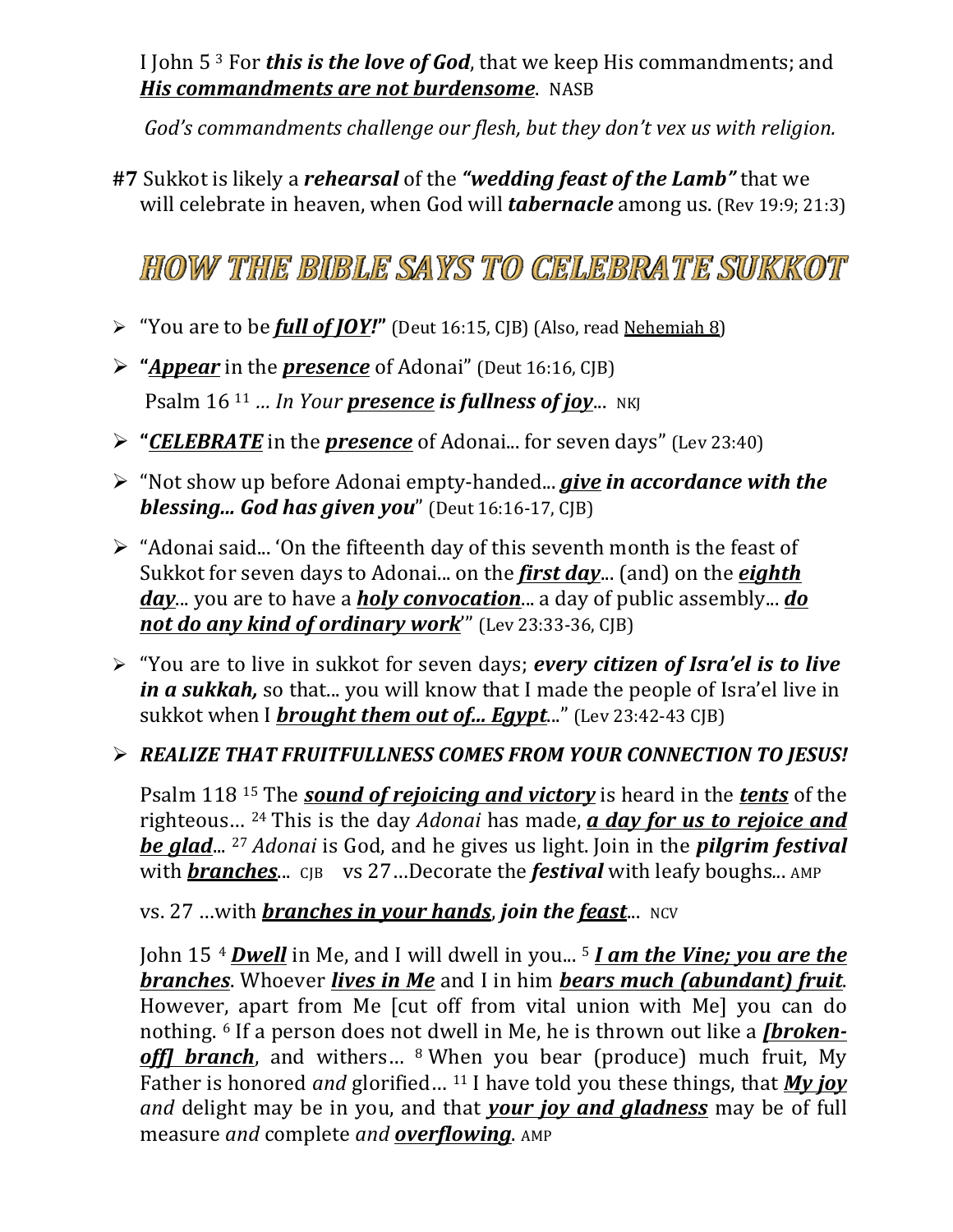I John 5 [3] For ***this is the love of God***, that we keep His commandments; and ***<u>His commandments are not burdensome</u>***. NASB

*God's commandments challenge our flesh, but they don't vex us with religion.*

**#7** Sukkot is likely a ***rehearsal*** of the ***"wedding feast of the Lamb"*** that we will celebrate in heaven, when God will ***tabernacle*** among us. (Rev 19:9; 21:3)

# HOW THE BIBLE SAYS TO CELEBRATE SUKKOT

- "You are to be ***<u>full of JOY!</u>***" (Deut 16:15, CJB) (Also, read <u>Nehemiah 8</u>)
- **"*<u>Appear</u>*** in the ***<u>presence</u>*** of Adonai" (Deut 16:16, CJB)

  Psalm 16 [11] *... In Your **<u>presence</u>** **is fullness of <u>joy</u>**...* NKJ
- **"*<u>CELEBRATE</u>*** in the ***<u>presence</u>*** of Adonai... for seven days" (Lev 23:40)
- "Not show up before Adonai empty-handed... ***<u>give</u> in accordance with the blessing... God has given you***" (Deut 16:16-17, CJB)
- "Adonai said... 'On the fifteenth day of this seventh month is the feast of Sukkot for seven days to Adonai... on the ***<u>first day</u>***... (and) on the ***<u>eighth day</u>***... you are to have a ***<u>holy convocation</u>***... a day of public assembly... ***<u>do not do any kind of ordinary work</u>***'" (Lev 23:33-36, CJB)
- "You are to live in sukkot for seven days; ***every citizen of Isra'el is to live in a sukkah,*** so that... you will know that I made the people of Isra'el live in sukkot when I ***<u>brought them out of... Egypt</u>***..." (Lev 23:42-43 CJB)
- ***REALIZE THAT FRUITFULLNESS COMES FROM YOUR CONNECTION TO JESUS!***

  Psalm 118 [15] The ***<u>sound of rejoicing and victory</u>*** is heard in the ***<u>tents</u>*** of the righteous… [24] This is the day *Adonai* has made, ***<u>a day for us to rejoice and be glad</u>***... [27] *Adonai* is God, and he gives us light. Join in the ***pilgrim festival*** with ***<u>branches</u>***... CJB vs 27…Decorate the ***festival*** with leafy boughs... AMP

  vs. 27 …with ***<u>branches in your hands</u>***, ***join the <u>feast</u>***... NCV

  John 15 [4] ***<u>Dwell</u>*** in Me, and I will dwell in you... [5] ***<u>I am the Vine; you are the branches</u>***. Whoever ***<u>lives in Me</u>*** and I in him ***<u>bears much (abundant) fruit</u>***. However, apart from Me [cut off from vital union with Me] you can do nothing. [6] If a person does not dwell in Me, he is thrown out like a ***<u>[broken-off] branch</u>***, and withers… [8] When you bear (produce) much fruit, My Father is honored *and* glorified… [11] I have told you these things, that ***<u>My joy</u>*** *and* delight may be in you, and that ***<u>your joy and gladness</u>*** may be of full measure *and* complete *and* ***<u>overflowing</u>***. AMP